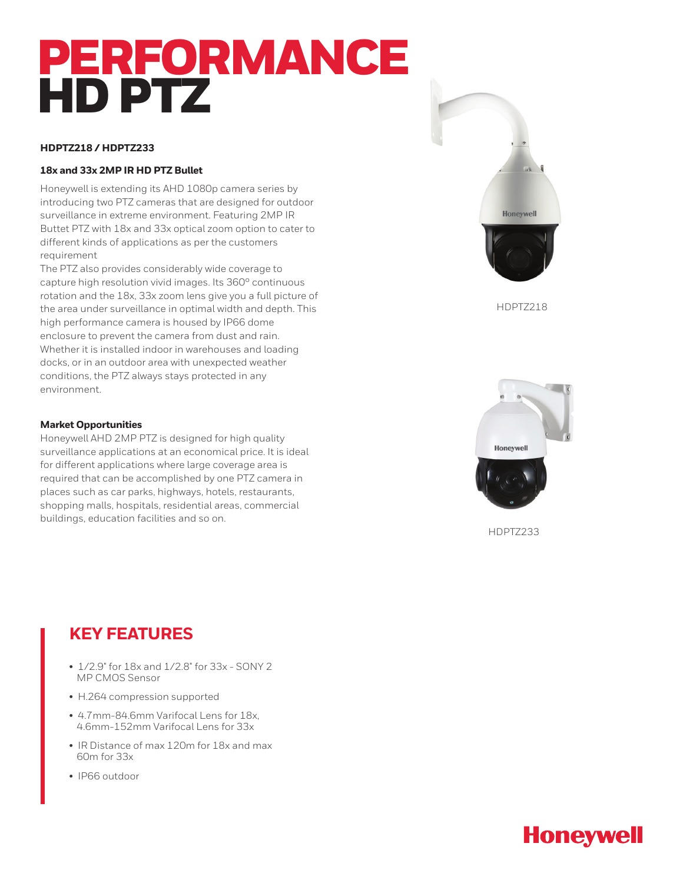# PERFORMANCE HD PTZ

**HDPTZ218 / HDPTZ233**

### 18x and 33x 2MP IR HD PTZ Bullet

Honeywell is extending its AHD 1080p camera series by introducing two PTZ cameras that are designed for outdoor surveillance in extreme environment. Featuring 2MP IR Buttet PTZ with 18x and 33x optical zoom option to cater to different kinds of applications as per the customers requirement

The PTZ also provides considerably wide coverage to capture high resolution vivid images. Its 360º continuous rotation and the 18x, 33x zoom lens give you a full picture of the area under surveillance in optimal width and depth. This high performance camera is housed by IP66 dome enclosure to prevent the camera from dust and rain. Whether it is installed indoor in warehouses and loading docks, or in an outdoor area with unexpected weather conditions, the PTZ always stays protected in any environment.

### Market Opportunities

Honeywell AHD 2MP PTZ is designed for high quality surveillance applications at an economical price. It is ideal for different applications where large coverage area is required that can be accomplished by one PTZ camera in places such as car parks, highways, hotels, restaurants, shopping malls, hospitals, residential areas, commercial buildings, education facilities and so on.

HDPTZ218

HDPTZ233

## KEY FEATURES

- 1/2.9" for 18x and 1/2.8" for 33x - SONY 2 MP CMOS Sensor
- H.264 compression supported
- 4.7mm-84.6mm Varifocal Lens for 18x, 4.6mm-152mm Varifocal Lens for 33x
- IR Distance of max 120m for 18x and max 60m for 33x
- IP66 outdoor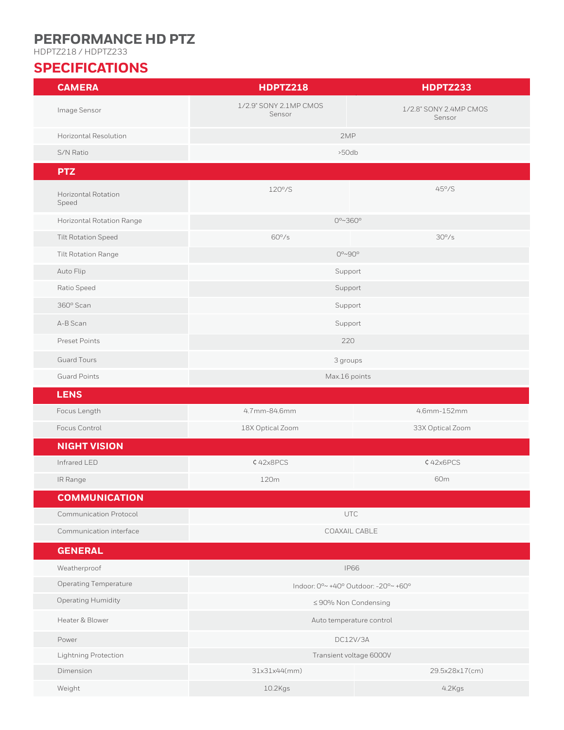# PERFORMANCE HD PTZ

HDPTZ218 / HDPTZ233

## SPECIFICATIONS

| CAMERA | HDPTZ218 | HDPTZ233 |
|---|---|---|
| Image Sensor | 1/2.9" SONY 2.1MP CMOS Sensor | 1/2.8" SONY 2.4MP CMOS Sensor |
| Horizontal Resolution | 2MP | |
| S/N Ratio | >50db | |
| **PTZ** | | |
| Horizontal Rotation Speed | 120°/S | 45°/S |
| Horizontal Rotation Range | 0°~360° | |
| Tilt Rotation Speed | 60°/s | 30°/s |
| Tilt Rotation Range | 0°~90° | |
| Auto Flip | Support | |
| Ratio Speed | Support | |
| 360° Scan | Support | |
| A-B Scan | Support | |
| Preset Points | 220 | |
| Guard Tours | 3 groups | |
| Guard Points | Max.16 points | |
| **LENS** | | |
| Focus Length | 4.7mm-84.6mm | 4.6mm-152mm |
| Focus Control | 18X Optical Zoom | 33X Optical Zoom |
| **NIGHT VISION** | | |
| Infrared LED | ¢42x8PCS | ¢42x6PCS |
| IR Range | 120m | 60m |
| **COMMUNICATION** | | |
| Communication Protocol | UTC | |
| Communication interface | COAXAIL CABLE | |
| **GENERAL** | | |
| Weatherproof | IP66 | |
| Operating Temperature | Indoor: 0°~ +40° Outdoor: -20°~ +60° | |
| Operating Humidity | ≤ 90% Non Condensing | |
| Heater & Blower | Auto temperature control | |
| Power | DC12V/3A | |
| Lightning Protection | Transient voltage 6000V | |
| Dimension | 31x31x44(mm) | 29.5x28x17(cm) |
| Weight | 10.2Kgs | 4.2Kgs |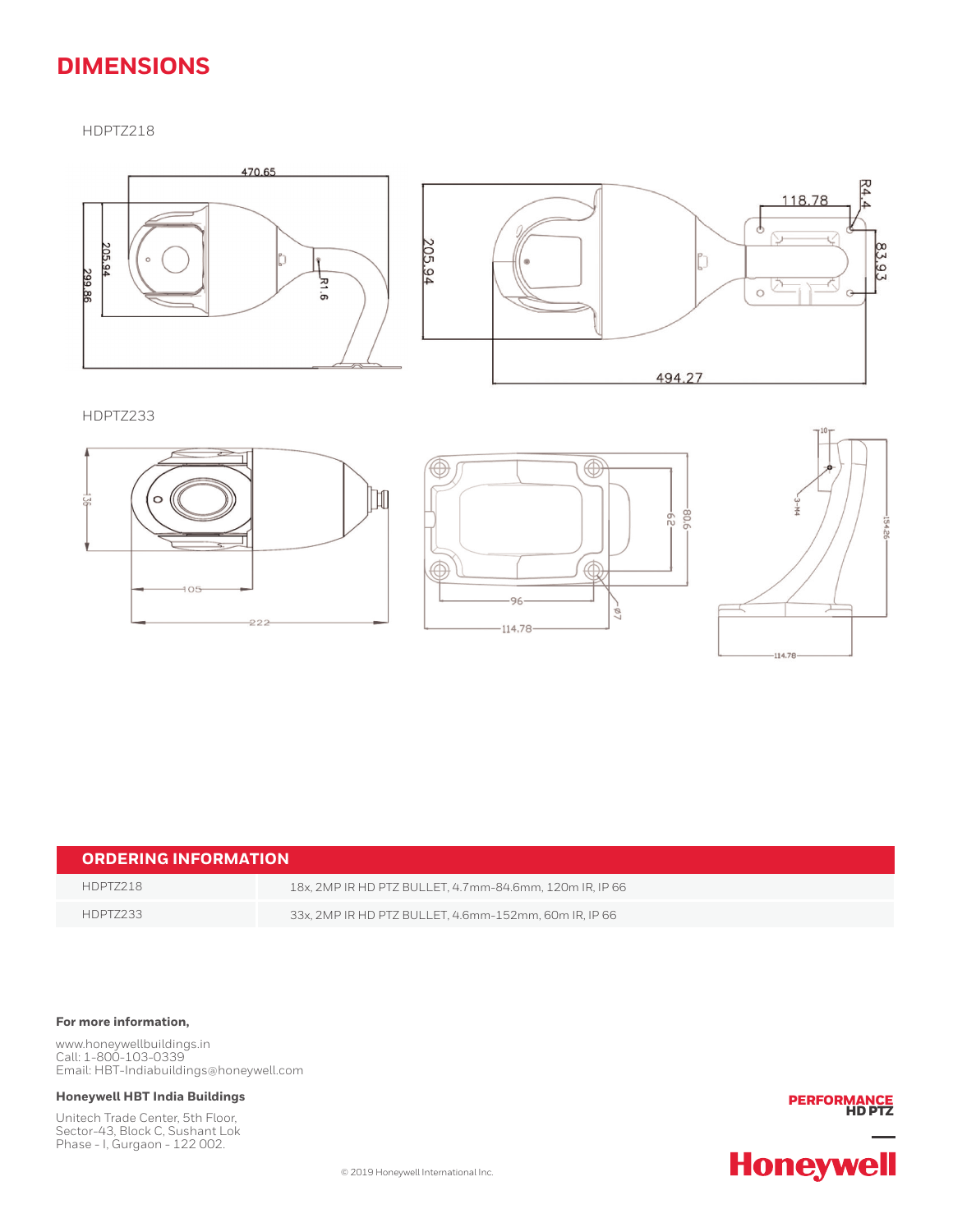# DIMENSIONS

HDPTZ218

470.65
205.94
299.86
R1.6
205.94
118.78
R4.4
83.93
494.27

HDPTZ233

136
105
222
62
80.6
96
114.78
ø7
10
3-M4
154.26
114.78

## ORDERING INFORMATION

| | |
|---|---|
| HDPTZ218 | 18x, 2MP IR HD PTZ BULLET, 4.7mm-84.6mm, 120m IR, IP 66 |
| HDPTZ233 | 33x, 2MP IR HD PTZ BULLET, 4.6mm-152mm, 60m IR, IP 66 |

**For more information,**

www.honeywellbuildings.in
Call: 1-800-103-0339
Email: HBT-Indiabuildings@honeywell.com

**Honeywell HBT India Buildings**

Unitech Trade Center, 5th Floor,
Sector-43, Block C, Sushant Lok
Phase - I, Gurgaon - 122 002.

PERFORMANCE HD PTZ

Honeywell

© 2019 Honeywell International Inc.